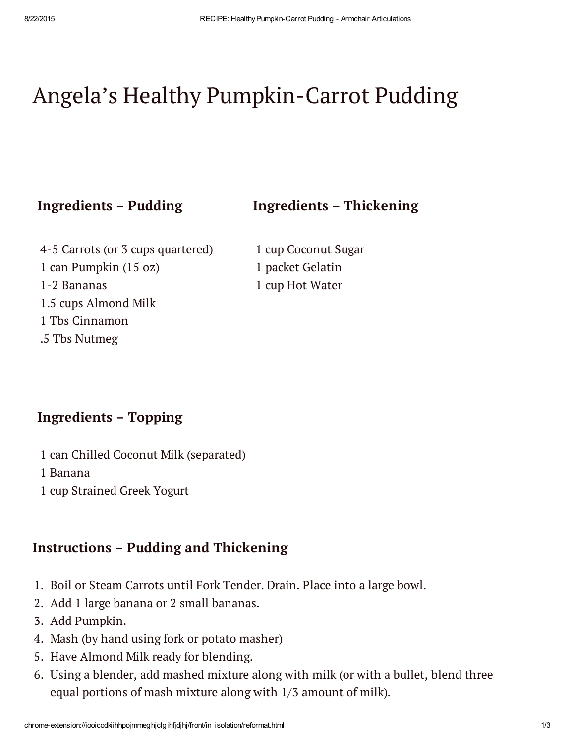# Angela's Healthy Pumpkin-Carrot Pudding

## Ingredients – Pudding

4-5 Carrots (or 3 cups quartered)
1 can Pumpkin (15 oz)
1-2 Bananas
1.5 cups Almond Milk
1 Tbs Cinnamon
.5 Tbs Nutmeg

## Ingredients – Thickening

1 cup Coconut Sugar
1 packet Gelatin
1 cup Hot Water

---

## Ingredients – Topping

1 can Chilled Coconut Milk (separated)
1 Banana
1 cup Strained Greek Yogurt

## Instructions – Pudding and Thickening

1. Boil or Steam Carrots until Fork Tender. Drain. Place into a large bowl.
2. Add 1 large banana or 2 small bananas.
3. Add Pumpkin.
4. Mash (by hand using fork or potato masher)
5. Have Almond Milk ready for blending.
6. Using a blender, add mashed mixture along with milk (or with a bullet, blend three equal portions of mash mixture along with 1/3 amount of milk).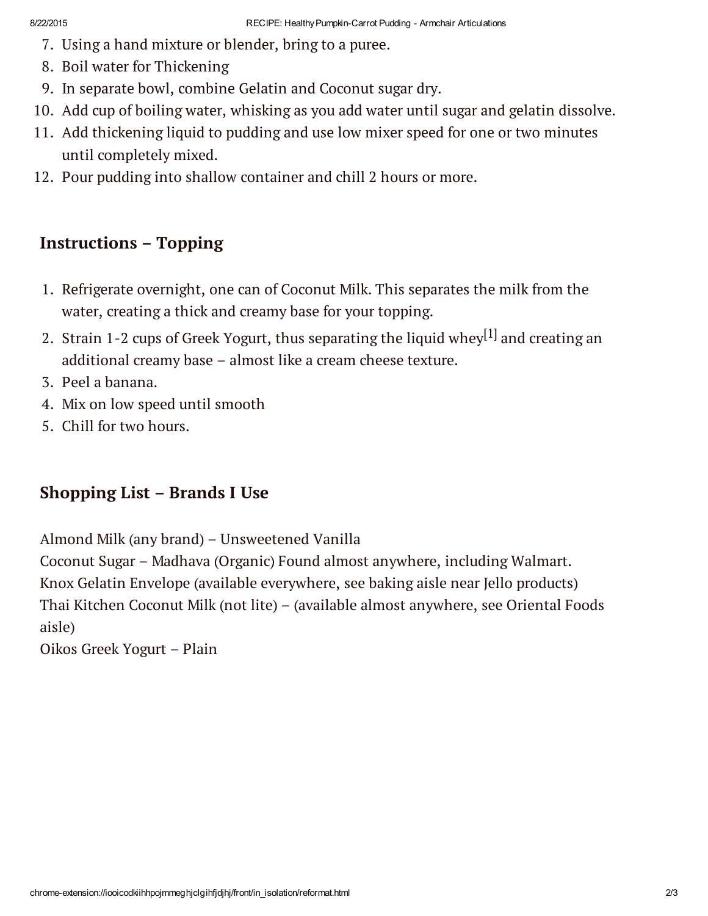7. Using a hand mixture or blender, bring to a puree.
8. Boil water for Thickening
9. In separate bowl, combine Gelatin and Coconut sugar dry.
10. Add cup of boiling water, whisking as you add water until sugar and gelatin dissolve.
11. Add thickening liquid to pudding and use low mixer speed for one or two minutes until completely mixed.
12. Pour pudding into shallow container and chill 2 hours or more.

### Instructions – Topping

1. Refrigerate overnight, one can of Coconut Milk. This separates the milk from the water, creating a thick and creamy base for your topping.
2. Strain 1-2 cups of Greek Yogurt, thus separating the liquid whey[1] and creating an additional creamy base – almost like a cream cheese texture.
3. Peel a banana.
4. Mix on low speed until smooth
5. Chill for two hours.

### Shopping List – Brands I Use

Almond Milk (any brand) – Unsweetened Vanilla
Coconut Sugar – Madhava (Organic) Found almost anywhere, including Walmart.
Knox Gelatin Envelope (available everywhere, see baking aisle near Jello products)
Thai Kitchen Coconut Milk (not lite) – (available almost anywhere, see Oriental Foods aisle)
Oikos Greek Yogurt – Plain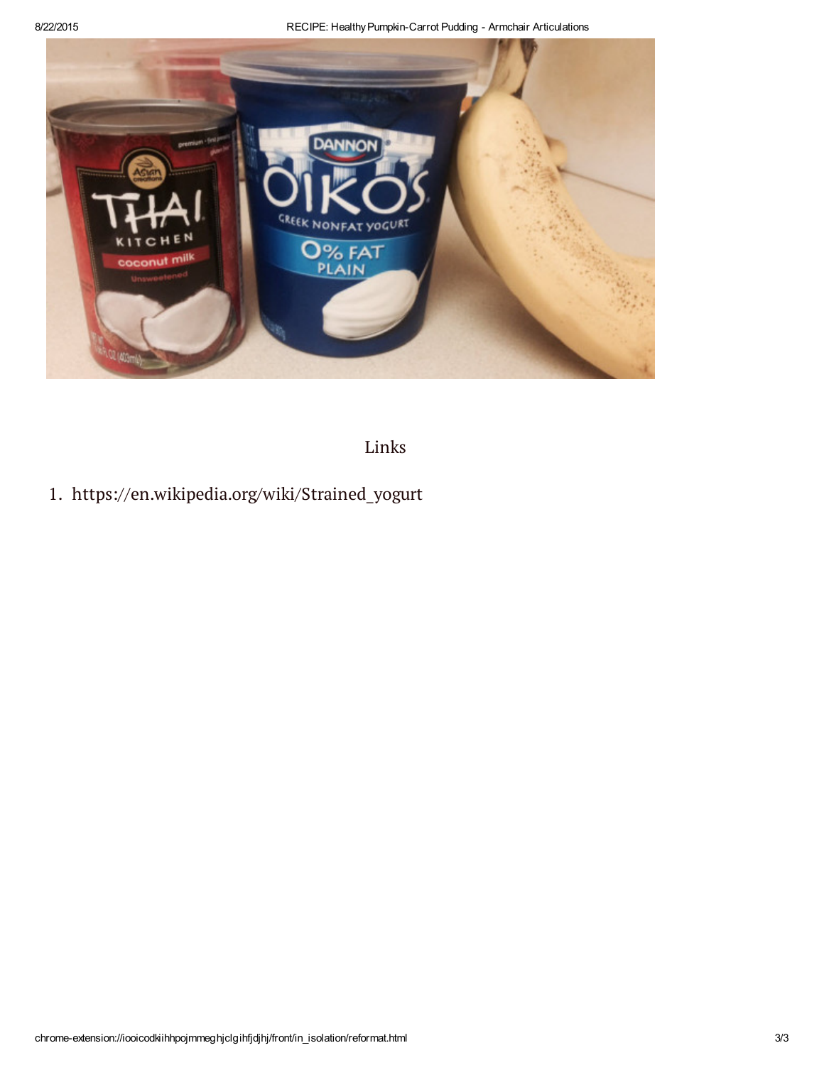Links

1. https://en.wikipedia.org/wiki/Strained_yogurt